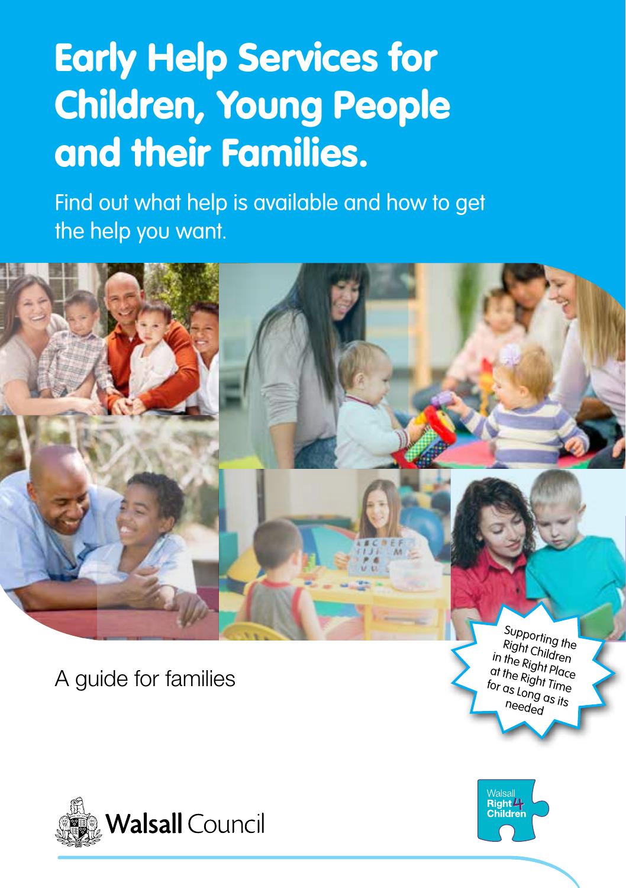# Early Help Services for Children, Young People and their Families.

Find out what help is available and how to get the help you want.

A guide for families

Supporting the Right Children in the Right Place at the Right Time for as Long as its needed

Walsall Council

Walsall Right 4 Children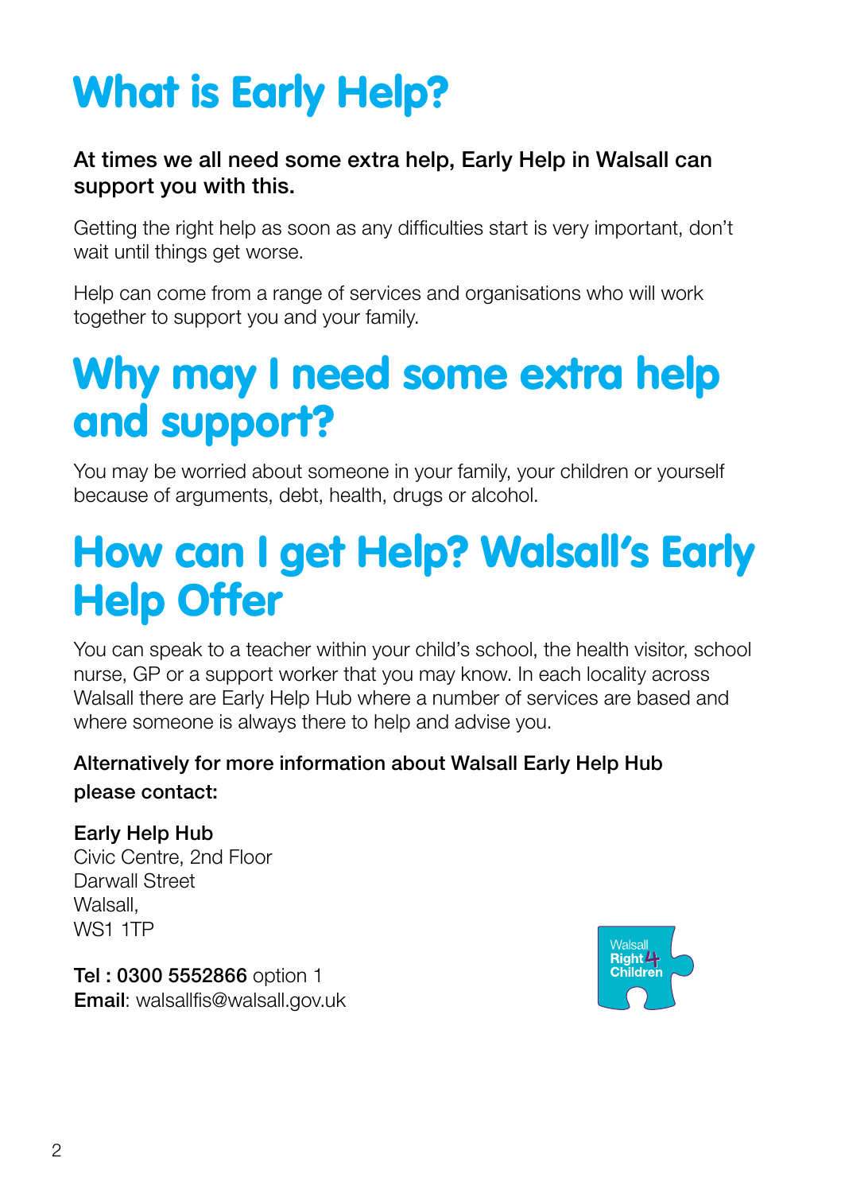# What is Early Help?

**At times we all need some extra help, Early Help in Walsall can support you with this.**

Getting the right help as soon as any difficulties start is very important, don't wait until things get worse.

Help can come from a range of services and organisations who will work together to support you and your family.

# Why may I need some extra help and support?

You may be worried about someone in your family, your children or yourself because of arguments, debt, health, drugs or alcohol.

# How can I get Help? Walsall's Early Help Offer

You can speak to a teacher within your child's school, the health visitor, school nurse, GP or a support worker that you may know. In each locality across Walsall there are Early Help Hub where a number of services are based and where someone is always there to help and advise you.

**Alternatively for more information about Walsall Early Help Hub please contact:**

**Early Help Hub**
Civic Centre, 2nd Floor
Darwall Street
Walsall,
WS1 1TP

**Tel : 0300 5552866** option 1
**Email**: walsallfis@walsall.gov.uk

Walsall Right 4 Children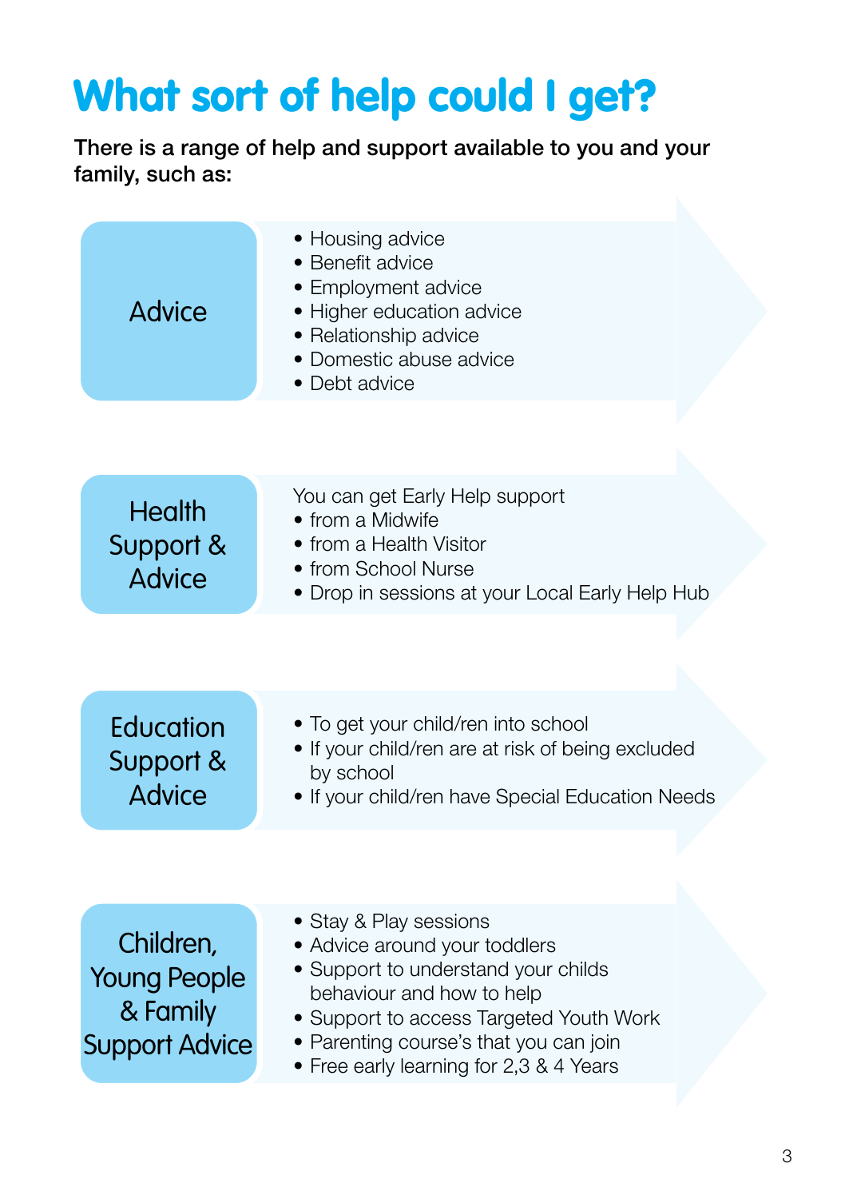# What sort of help could I get?

**There is a range of help and support available to you and your family, such as:**

## Advice

- Housing advice
- Benefit advice
- Employment advice
- Higher education advice
- Relationship advice
- Domestic abuse advice
- Debt advice

## Health Support & Advice

You can get Early Help support

- from a Midwife
- from a Health Visitor
- from School Nurse
- Drop in sessions at your Local Early Help Hub

## Education Support & Advice

- To get your child/ren into school
- If your child/ren are at risk of being excluded by school
- If your child/ren have Special Education Needs

## Children, Young People & Family Support Advice

- Stay & Play sessions
- Advice around your toddlers
- Support to understand your childs behaviour and how to help
- Support to access Targeted Youth Work
- Parenting course's that you can join
- Free early learning for 2,3 & 4 Years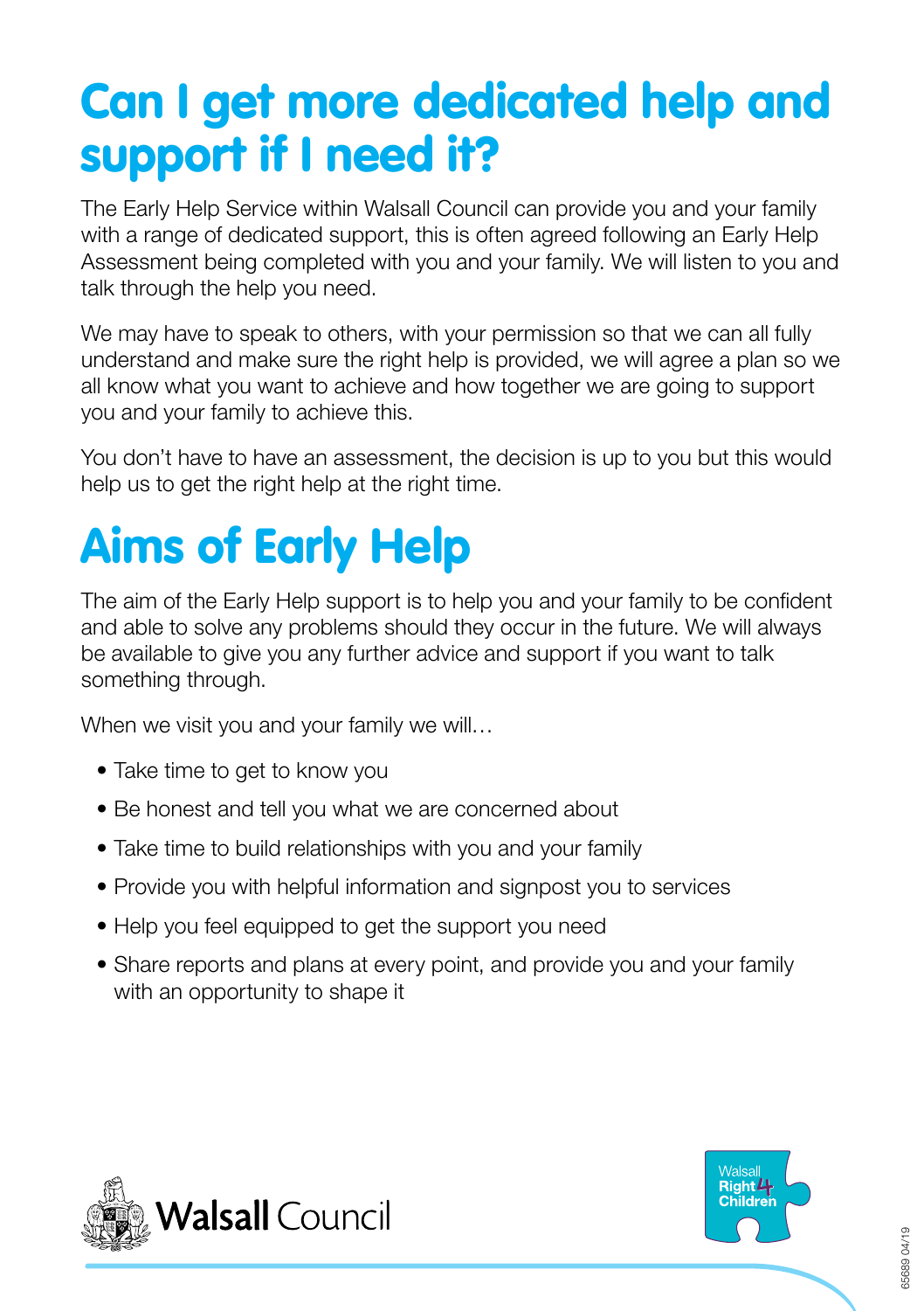# Can I get more dedicated help and support if I need it?

The Early Help Service within Walsall Council can provide you and your family with a range of dedicated support, this is often agreed following an Early Help Assessment being completed with you and your family. We will listen to you and talk through the help you need.

We may have to speak to others, with your permission so that we can all fully understand and make sure the right help is provided, we will agree a plan so we all know what you want to achieve and how together we are going to support you and your family to achieve this.

You don't have to have an assessment, the decision is up to you but this would help us to get the right help at the right time.

# Aims of Early Help

The aim of the Early Help support is to help you and your family to be confident and able to solve any problems should they occur in the future. We will always be available to give you any further advice and support if you want to talk something through.

When we visit you and your family we will…

- Take time to get to know you
- Be honest and tell you what we are concerned about
- Take time to build relationships with you and your family
- Provide you with helpful information and signpost you to services
- Help you feel equipped to get the support you need
- Share reports and plans at every point, and provide you and your family with an opportunity to shape it

Walsall Council

Walsall Right 4 Children

65689 04/19